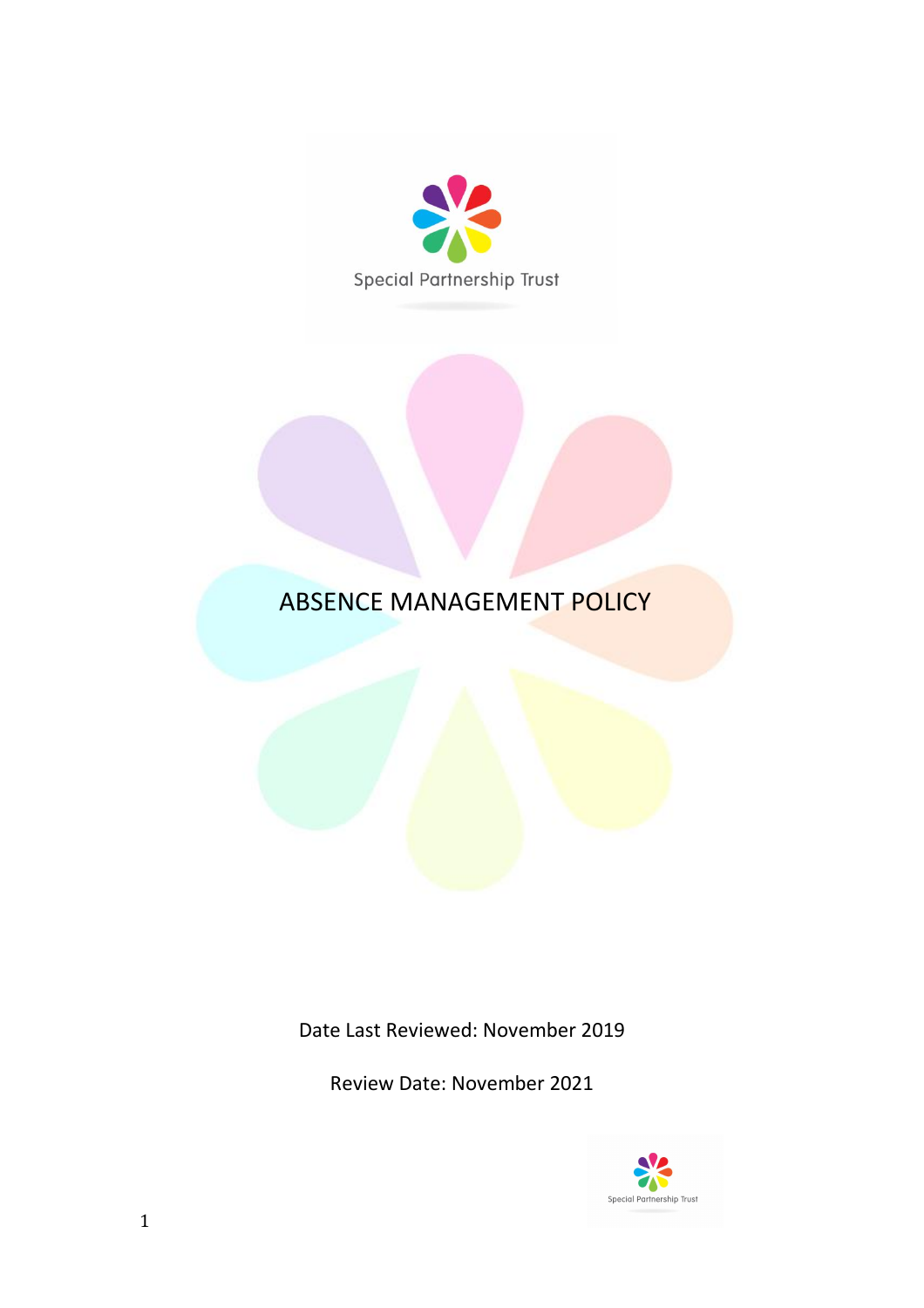Special Partnership Trust

# ABSENCE MANAGEMENT POLICY

Date Last Reviewed: November 2019

Review Date: November 2021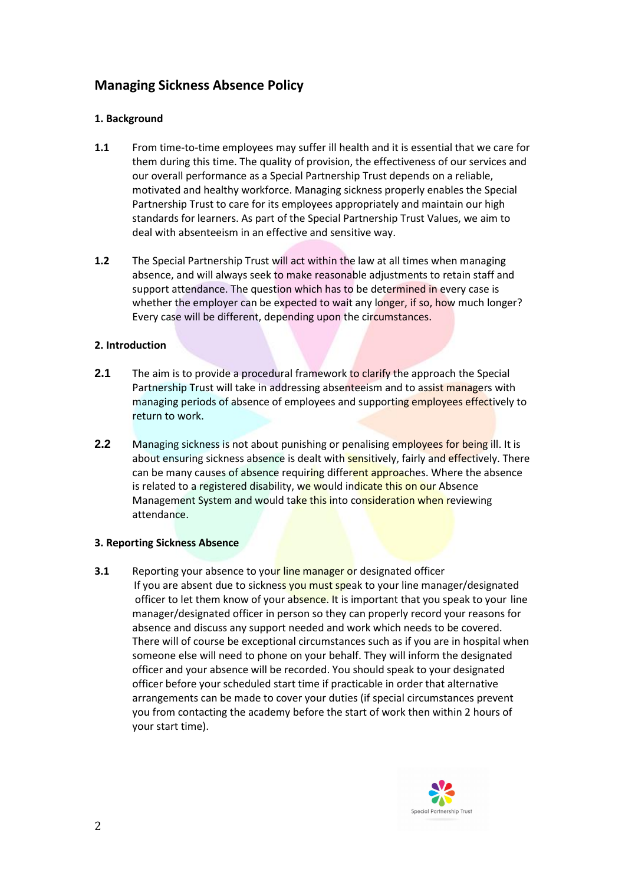## Managing Sickness Absence Policy

### 1. Background

**1.1** From time-to-time employees may suffer ill health and it is essential that we care for them during this time. The quality of provision, the effectiveness of our services and our overall performance as a Special Partnership Trust depends on a reliable, motivated and healthy workforce. Managing sickness properly enables the Special Partnership Trust to care for its employees appropriately and maintain our high standards for learners. As part of the Special Partnership Trust Values, we aim to deal with absenteeism in an effective and sensitive way.

**1.2** The Special Partnership Trust will act within the law at all times when managing absence, and will always seek to make reasonable adjustments to retain staff and support attendance. The question which has to be determined in every case is whether the employer can be expected to wait any longer, if so, how much longer? Every case will be different, depending upon the circumstances.

### 2. Introduction

**2.1** The aim is to provide a procedural framework to clarify the approach the Special Partnership Trust will take in addressing absenteeism and to assist managers with managing periods of absence of employees and supporting employees effectively to return to work.

**2.2** Managing sickness is not about punishing or penalising employees for being ill. It is about ensuring sickness absence is dealt with sensitively, fairly and effectively. There can be many causes of absence requiring different approaches. Where the absence is related to a registered disability, we would indicate this on our Absence Management System and would take this into consideration when reviewing attendance.

### 3. Reporting Sickness Absence

**3.1** Reporting your absence to your line manager or designated officer
If you are absent due to sickness you must speak to your line manager/designated officer to let them know of your absence. It is important that you speak to your line manager/designated officer in person so they can properly record your reasons for absence and discuss any support needed and work which needs to be covered. There will of course be exceptional circumstances such as if you are in hospital when someone else will need to phone on your behalf. They will inform the designated officer and your absence will be recorded. You should speak to your designated officer before your scheduled start time if practicable in order that alternative arrangements can be made to cover your duties (if special circumstances prevent you from contacting the academy before the start of work then within 2 hours of your start time).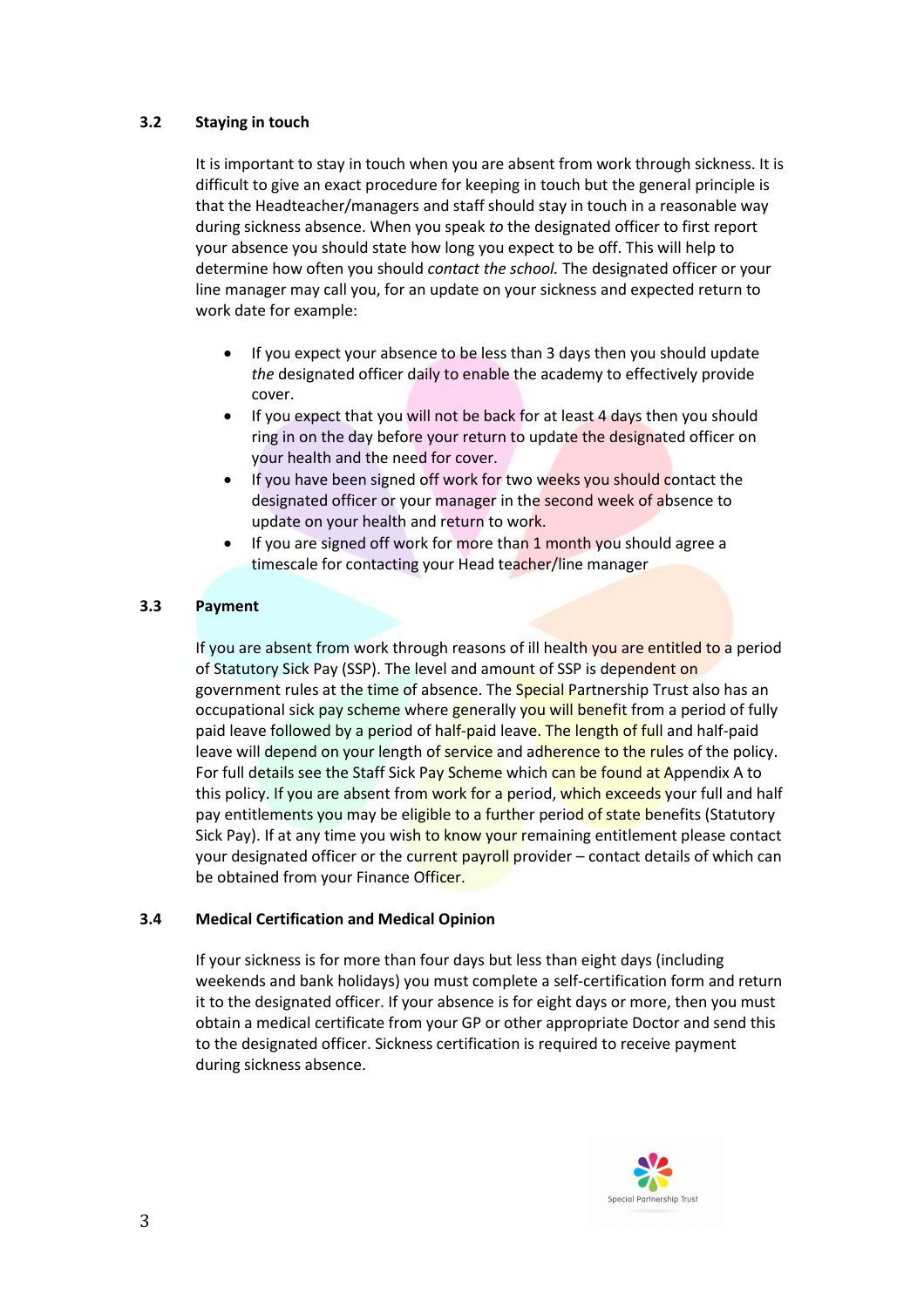### 3.2 Staying in touch

It is important to stay in touch when you are absent from work through sickness. It is difficult to give an exact procedure for keeping in touch but the general principle is that the Headteacher/managers and staff should stay in touch in a reasonable way during sickness absence. When you speak *to* the designated officer to first report your absence you should state how long you expect to be off. This will help to determine how often you should *contact the school.* The designated officer or your line manager may call you, for an update on your sickness and expected return to work date for example:

- If you expect your absence to be less than 3 days then you should update *the* designated officer daily to enable the academy to effectively provide cover.
- If you expect that you will not be back for at least 4 days then you should ring in on the day before your return to update the designated officer on your health and the need for cover.
- If you have been signed off work for two weeks you should contact the designated officer or your manager in the second week of absence to update on your health and return to work.
- If you are signed off work for more than 1 month you should agree a timescale for contacting your Head teacher/line manager

### 3.3 Payment

If you are absent from work through reasons of ill health you are entitled to a period of Statutory Sick Pay (SSP). The level and amount of SSP is dependent on government rules at the time of absence. The Special Partnership Trust also has an occupational sick pay scheme where generally you will benefit from a period of fully paid leave followed by a period of half-paid leave. The length of full and half-paid leave will depend on your length of service and adherence to the rules of the policy. For full details see the Staff Sick Pay Scheme which can be found at Appendix A to this policy. If you are absent from work for a period, which exceeds your full and half pay entitlements you may be eligible to a further period of state benefits (Statutory Sick Pay). If at any time you wish to know your remaining entitlement please contact your designated officer or the current payroll provider – contact details of which can be obtained from your Finance Officer.

### 3.4 Medical Certification and Medical Opinion

If your sickness is for more than four days but less than eight days (including weekends and bank holidays) you must complete a self-certification form and return it to the designated officer. If your absence is for eight days or more, then you must obtain a medical certificate from your GP or other appropriate Doctor and send this to the designated officer. Sickness certification is required to receive payment during sickness absence.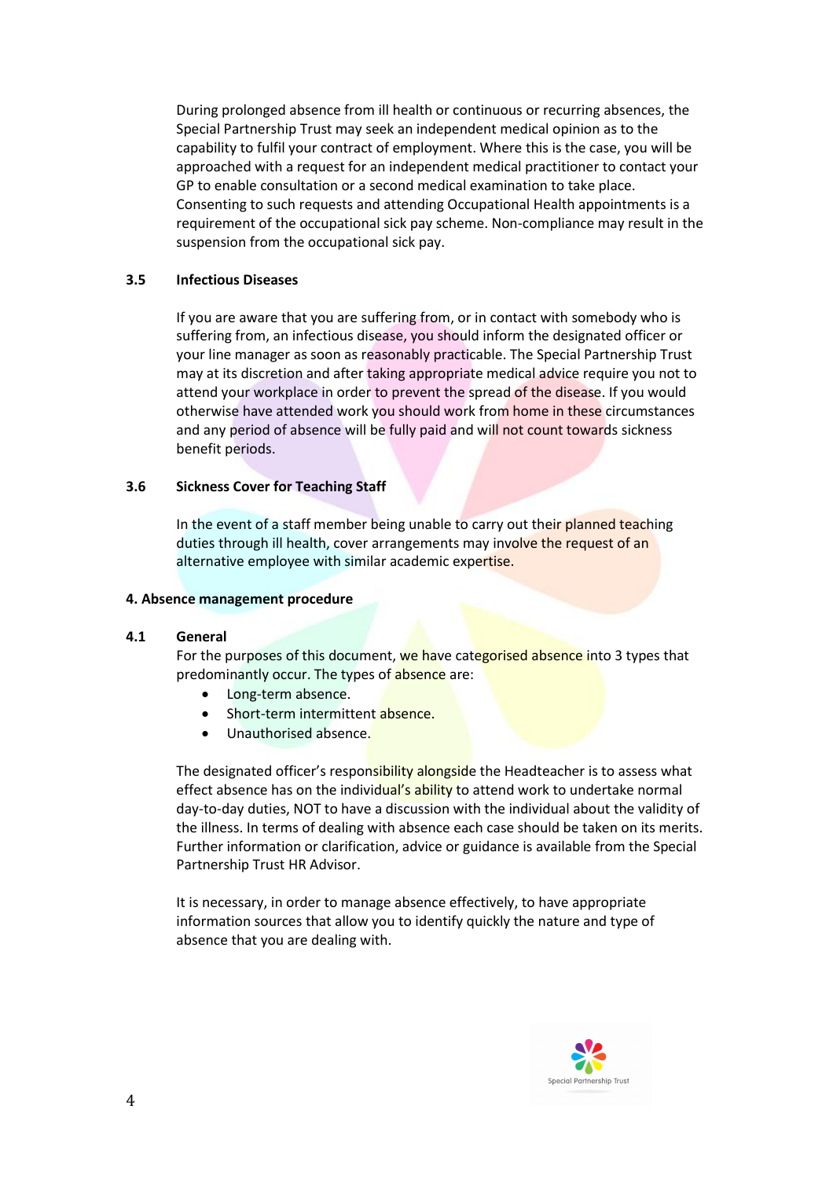During prolonged absence from ill health or continuous or recurring absences, the Special Partnership Trust may seek an independent medical opinion as to the capability to fulfil your contract of employment. Where this is the case, you will be approached with a request for an independent medical practitioner to contact your GP to enable consultation or a second medical examination to take place. Consenting to such requests and attending Occupational Health appointments is a requirement of the occupational sick pay scheme. Non-compliance may result in the suspension from the occupational sick pay.

### 3.5 Infectious Diseases

If you are aware that you are suffering from, or in contact with somebody who is suffering from, an infectious disease, you should inform the designated officer or your line manager as soon as reasonably practicable. The Special Partnership Trust may at its discretion and after taking appropriate medical advice require you not to attend your workplace in order to prevent the spread of the disease. If you would otherwise have attended work you should work from home in these circumstances and any period of absence will be fully paid and will not count towards sickness benefit periods.

### 3.6 Sickness Cover for Teaching Staff

In the event of a staff member being unable to carry out their planned teaching duties through ill health, cover arrangements may involve the request of an alternative employee with similar academic expertise.

## 4. Absence management procedure

### 4.1 General

For the purposes of this document, we have categorised absence into 3 types that predominantly occur. The types of absence are:

- Long-term absence.
- Short-term intermittent absence.
- Unauthorised absence.

The designated officer's responsibility alongside the Headteacher is to assess what effect absence has on the individual's ability to attend work to undertake normal day-to-day duties, NOT to have a discussion with the individual about the validity of the illness. In terms of dealing with absence each case should be taken on its merits. Further information or clarification, advice or guidance is available from the Special Partnership Trust HR Advisor.

It is necessary, in order to manage absence effectively, to have appropriate information sources that allow you to identify quickly the nature and type of absence that you are dealing with.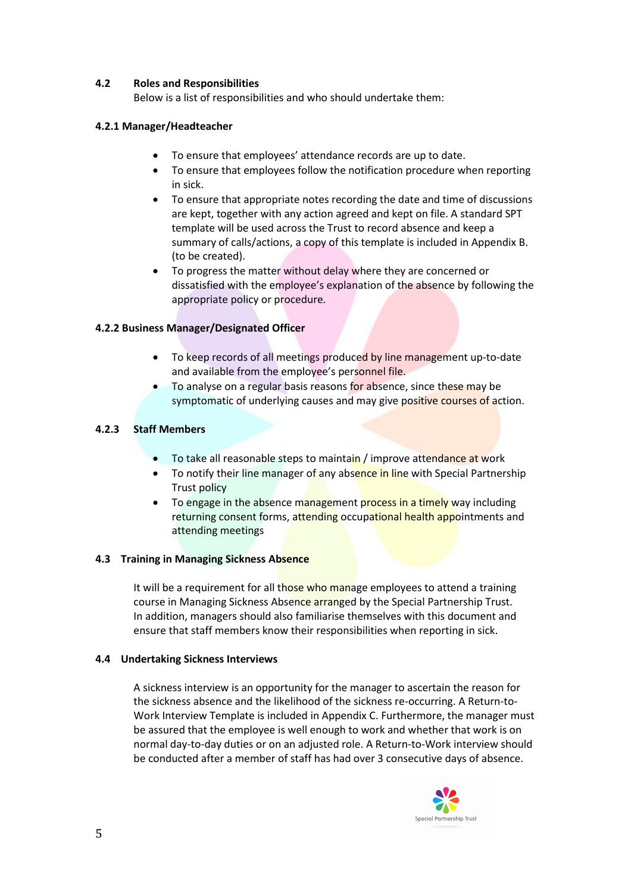### 4.2 Roles and Responsibilities

Below is a list of responsibilities and who should undertake them:

#### 4.2.1 Manager/Headteacher

- To ensure that employees' attendance records are up to date.
- To ensure that employees follow the notification procedure when reporting in sick.
- To ensure that appropriate notes recording the date and time of discussions are kept, together with any action agreed and kept on file. A standard SPT template will be used across the Trust to record absence and keep a summary of calls/actions, a copy of this template is included in Appendix B. (to be created).
- To progress the matter without delay where they are concerned or dissatisfied with the employee's explanation of the absence by following the appropriate policy or procedure.

#### 4.2.2 Business Manager/Designated Officer

- To keep records of all meetings produced by line management up-to-date and available from the employee's personnel file.
- To analyse on a regular basis reasons for absence, since these may be symptomatic of underlying causes and may give positive courses of action.

#### 4.2.3 Staff Members

- To take all reasonable steps to maintain / improve attendance at work
- To notify their line manager of any absence in line with Special Partnership Trust policy
- To engage in the absence management process in a timely way including returning consent forms, attending occupational health appointments and attending meetings

### 4.3 Training in Managing Sickness Absence

It will be a requirement for all those who manage employees to attend a training course in Managing Sickness Absence arranged by the Special Partnership Trust. In addition, managers should also familiarise themselves with this document and ensure that staff members know their responsibilities when reporting in sick.

### 4.4 Undertaking Sickness Interviews

A sickness interview is an opportunity for the manager to ascertain the reason for the sickness absence and the likelihood of the sickness re-occurring. A Return-to-Work Interview Template is included in Appendix C. Furthermore, the manager must be assured that the employee is well enough to work and whether that work is on normal day-to-day duties or on an adjusted role. A Return-to-Work interview should be conducted after a member of staff has had over 3 consecutive days of absence.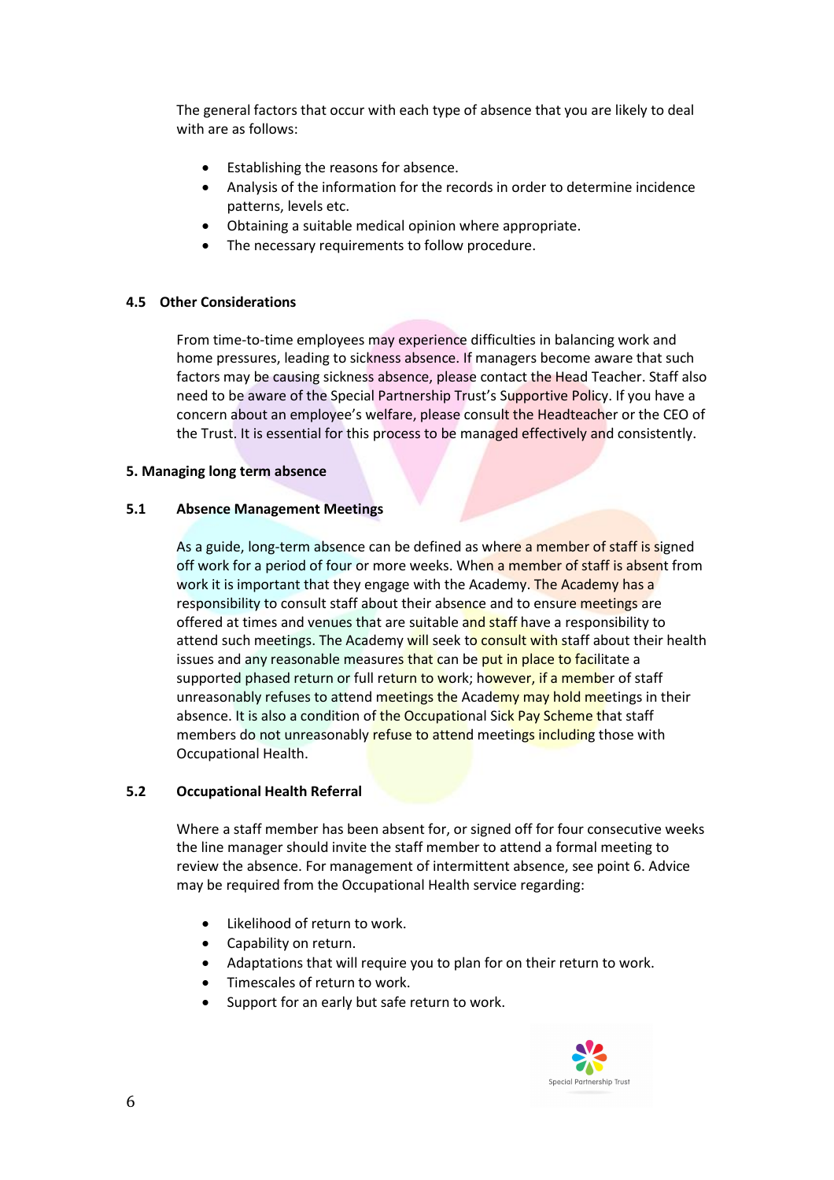The general factors that occur with each type of absence that you are likely to deal with are as follows:

- Establishing the reasons for absence.
- Analysis of the information for the records in order to determine incidence patterns, levels etc.
- Obtaining a suitable medical opinion where appropriate.
- The necessary requirements to follow procedure.

### 4.5 Other Considerations

From time-to-time employees may experience difficulties in balancing work and home pressures, leading to sickness absence. If managers become aware that such factors may be causing sickness absence, please contact the Head Teacher. Staff also need to be aware of the Special Partnership Trust's Supportive Policy. If you have a concern about an employee's welfare, please consult the Headteacher or the CEO of the Trust. It is essential for this process to be managed effectively and consistently.

## 5. Managing long term absence

### 5.1 Absence Management Meetings

As a guide, long-term absence can be defined as where a member of staff is signed off work for a period of four or more weeks. When a member of staff is absent from work it is important that they engage with the Academy. The Academy has a responsibility to consult staff about their absence and to ensure meetings are offered at times and venues that are suitable and staff have a responsibility to attend such meetings. The Academy will seek to consult with staff about their health issues and any reasonable measures that can be put in place to facilitate a supported phased return or full return to work; however, if a member of staff unreasonably refuses to attend meetings the Academy may hold meetings in their absence. It is also a condition of the Occupational Sick Pay Scheme that staff members do not unreasonably refuse to attend meetings including those with Occupational Health.

### 5.2 Occupational Health Referral

Where a staff member has been absent for, or signed off for four consecutive weeks the line manager should invite the staff member to attend a formal meeting to review the absence. For management of intermittent absence, see point 6. Advice may be required from the Occupational Health service regarding:

- Likelihood of return to work.
- Capability on return.
- Adaptations that will require you to plan for on their return to work.
- Timescales of return to work.
- Support for an early but safe return to work.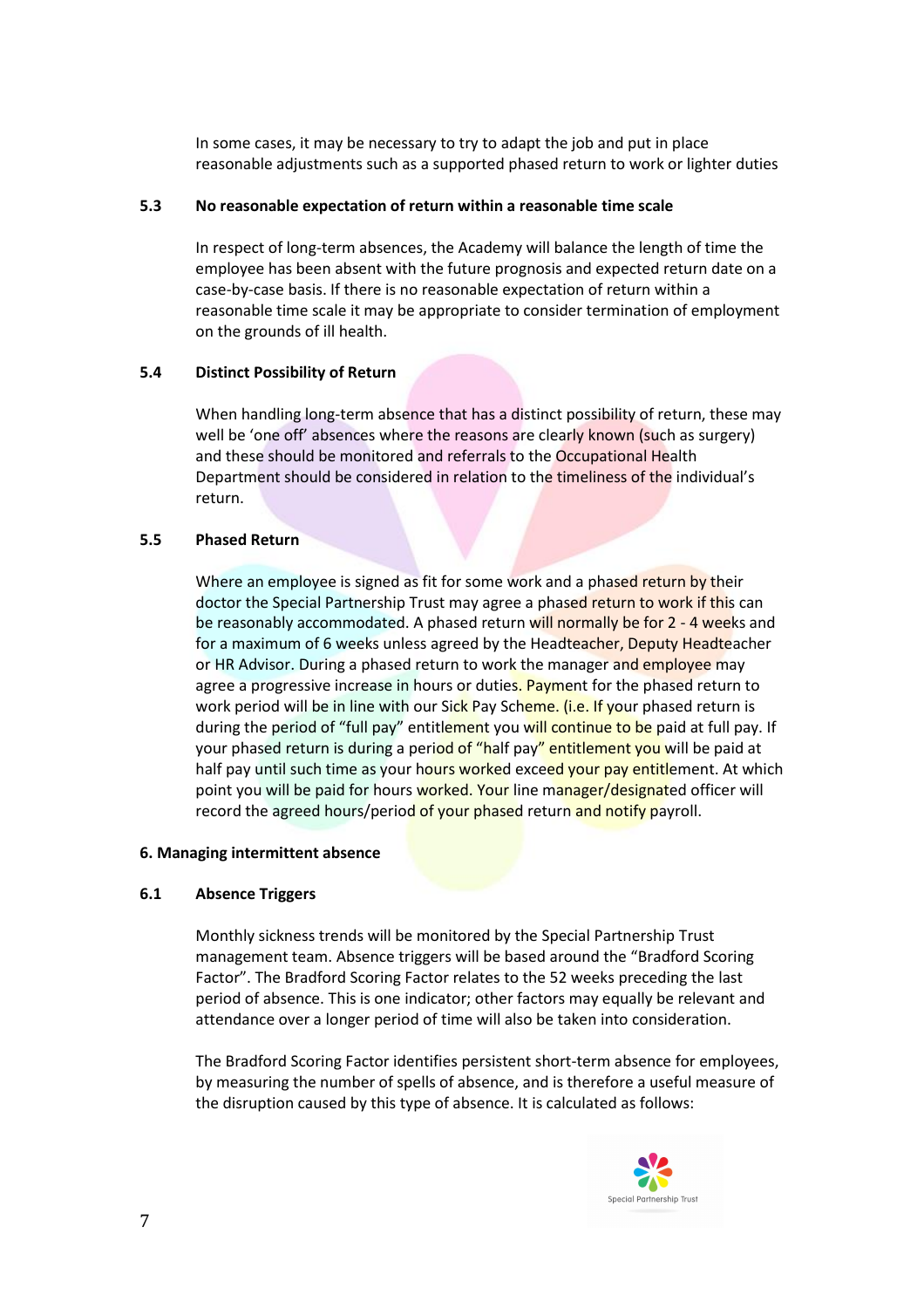In some cases, it may be necessary to try to adapt the job and put in place reasonable adjustments such as a supported phased return to work or lighter duties

### 5.3 No reasonable expectation of return within a reasonable time scale

In respect of long-term absences, the Academy will balance the length of time the employee has been absent with the future prognosis and expected return date on a case-by-case basis. If there is no reasonable expectation of return within a reasonable time scale it may be appropriate to consider termination of employment on the grounds of ill health.

### 5.4 Distinct Possibility of Return

When handling long-term absence that has a distinct possibility of return, these may well be 'one off' absences where the reasons are clearly known (such as surgery) and these should be monitored and referrals to the Occupational Health Department should be considered in relation to the timeliness of the individual's return.

### 5.5 Phased Return

Where an employee is signed as fit for some work and a phased return by their doctor the Special Partnership Trust may agree a phased return to work if this can be reasonably accommodated. A phased return will normally be for 2 - 4 weeks and for a maximum of 6 weeks unless agreed by the Headteacher, Deputy Headteacher or HR Advisor. During a phased return to work the manager and employee may agree a progressive increase in hours or duties. Payment for the phased return to work period will be in line with our Sick Pay Scheme. (i.e. If your phased return is during the period of "full pay" entitlement you will continue to be paid at full pay. If your phased return is during a period of "half pay" entitlement you will be paid at half pay until such time as your hours worked exceed your pay entitlement. At which point you will be paid for hours worked. Your line manager/designated officer will record the agreed hours/period of your phased return and notify payroll.

## 6. Managing intermittent absence

### 6.1 Absence Triggers

Monthly sickness trends will be monitored by the Special Partnership Trust management team. Absence triggers will be based around the "Bradford Scoring Factor". The Bradford Scoring Factor relates to the 52 weeks preceding the last period of absence. This is one indicator; other factors may equally be relevant and attendance over a longer period of time will also be taken into consideration.

The Bradford Scoring Factor identifies persistent short-term absence for employees, by measuring the number of spells of absence, and is therefore a useful measure of the disruption caused by this type of absence. It is calculated as follows: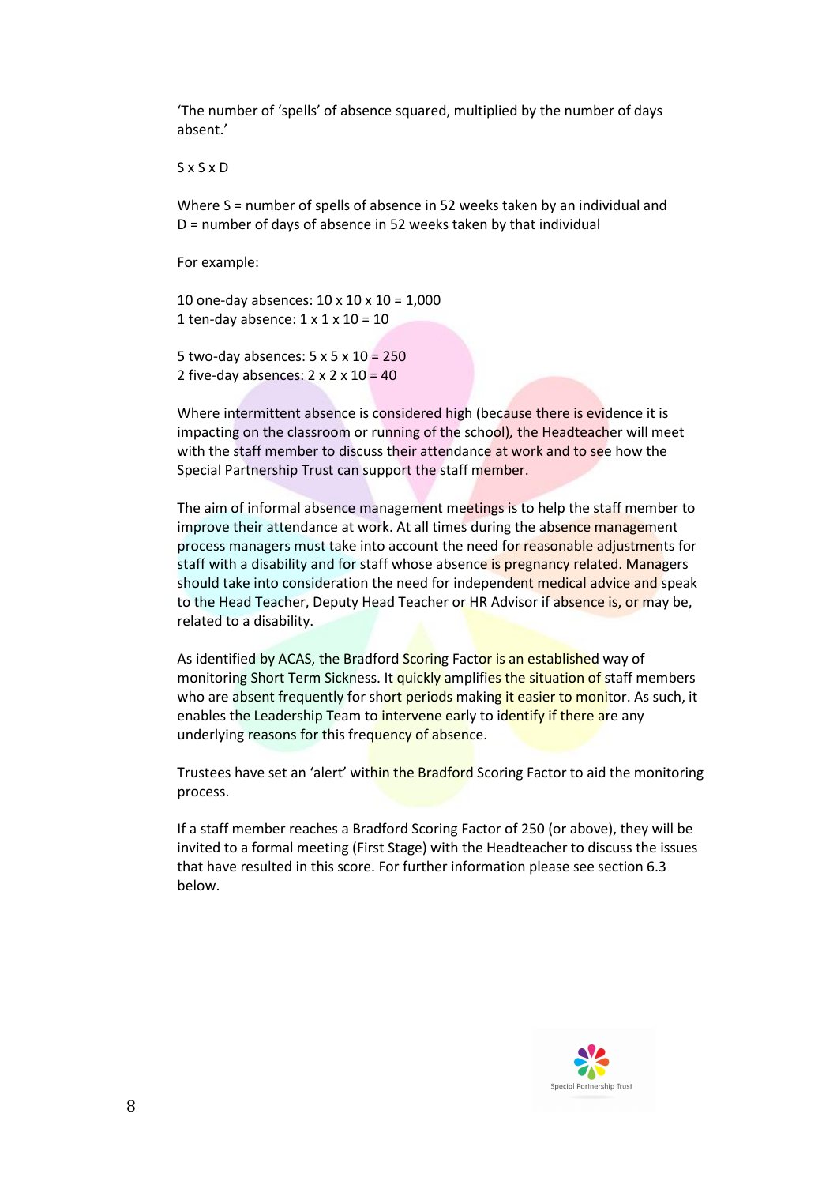'The number of 'spells' of absence squared, multiplied by the number of days absent.'

S x S x D

Where S = number of spells of absence in 52 weeks taken by an individual and D = number of days of absence in 52 weeks taken by that individual

For example:

10 one-day absences: 10 x 10 x 10 = 1,000
1 ten-day absence: 1 x 1 x 10 = 10

5 two-day absences: 5 x 5 x 10 = 250
2 five-day absences: 2 x 2 x 10 = 40

Where intermittent absence is considered high (because there is evidence it is impacting on the classroom or running of the school), the Headteacher will meet with the staff member to discuss their attendance at work and to see how the Special Partnership Trust can support the staff member.

The aim of informal absence management meetings is to help the staff member to improve their attendance at work. At all times during the absence management process managers must take into account the need for reasonable adjustments for staff with a disability and for staff whose absence is pregnancy related. Managers should take into consideration the need for independent medical advice and speak to the Head Teacher, Deputy Head Teacher or HR Advisor if absence is, or may be, related to a disability.

As identified by ACAS, the Bradford Scoring Factor is an established way of monitoring Short Term Sickness. It quickly amplifies the situation of staff members who are absent frequently for short periods making it easier to monitor. As such, it enables the Leadership Team to intervene early to identify if there are any underlying reasons for this frequency of absence.

Trustees have set an 'alert' within the Bradford Scoring Factor to aid the monitoring process.

If a staff member reaches a Bradford Scoring Factor of 250 (or above), they will be invited to a formal meeting (First Stage) with the Headteacher to discuss the issues that have resulted in this score. For further information please see section 6.3 below.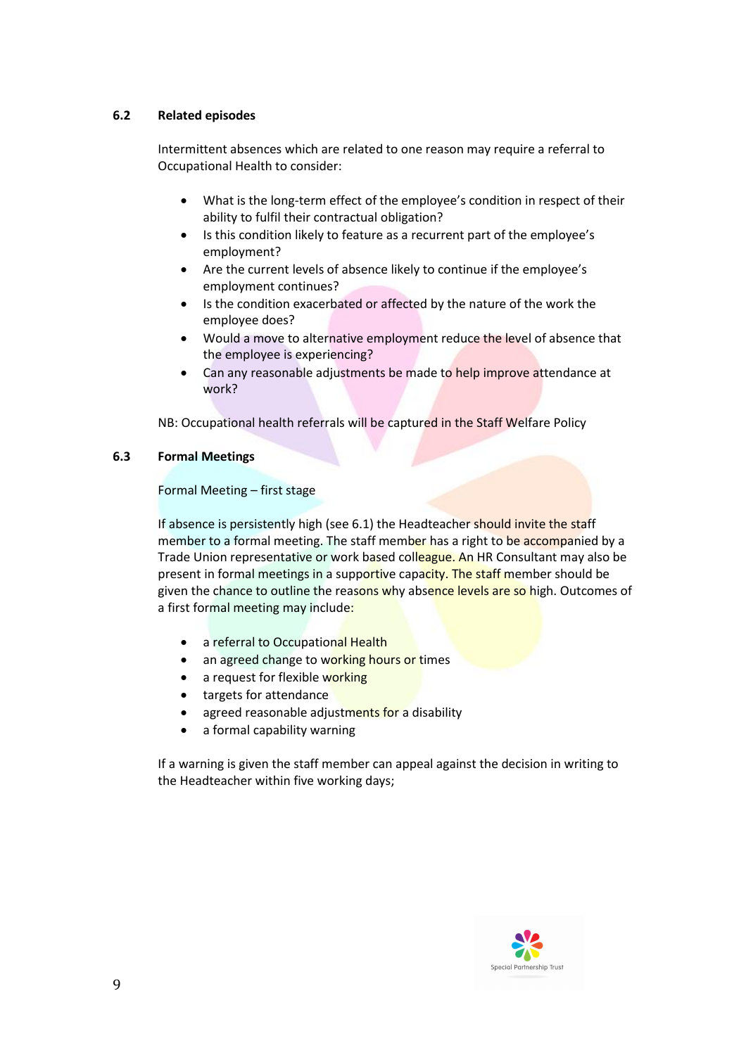### 6.2 Related episodes

Intermittent absences which are related to one reason may require a referral to Occupational Health to consider:

- What is the long-term effect of the employee's condition in respect of their ability to fulfil their contractual obligation?
- Is this condition likely to feature as a recurrent part of the employee's employment?
- Are the current levels of absence likely to continue if the employee's employment continues?
- Is the condition exacerbated or affected by the nature of the work the employee does?
- Would a move to alternative employment reduce the level of absence that the employee is experiencing?
- Can any reasonable adjustments be made to help improve attendance at work?

NB: Occupational health referrals will be captured in the Staff Welfare Policy

### 6.3 Formal Meetings

Formal Meeting – first stage

If absence is persistently high (see 6.1) the Headteacher should invite the staff member to a formal meeting. The staff member has a right to be accompanied by a Trade Union representative or work based colleague. An HR Consultant may also be present in formal meetings in a supportive capacity. The staff member should be given the chance to outline the reasons why absence levels are so high. Outcomes of a first formal meeting may include:

- a referral to Occupational Health
- an agreed change to working hours or times
- a request for flexible working
- targets for attendance
- agreed reasonable adjustments for a disability
- a formal capability warning

If a warning is given the staff member can appeal against the decision in writing to the Headteacher within five working days;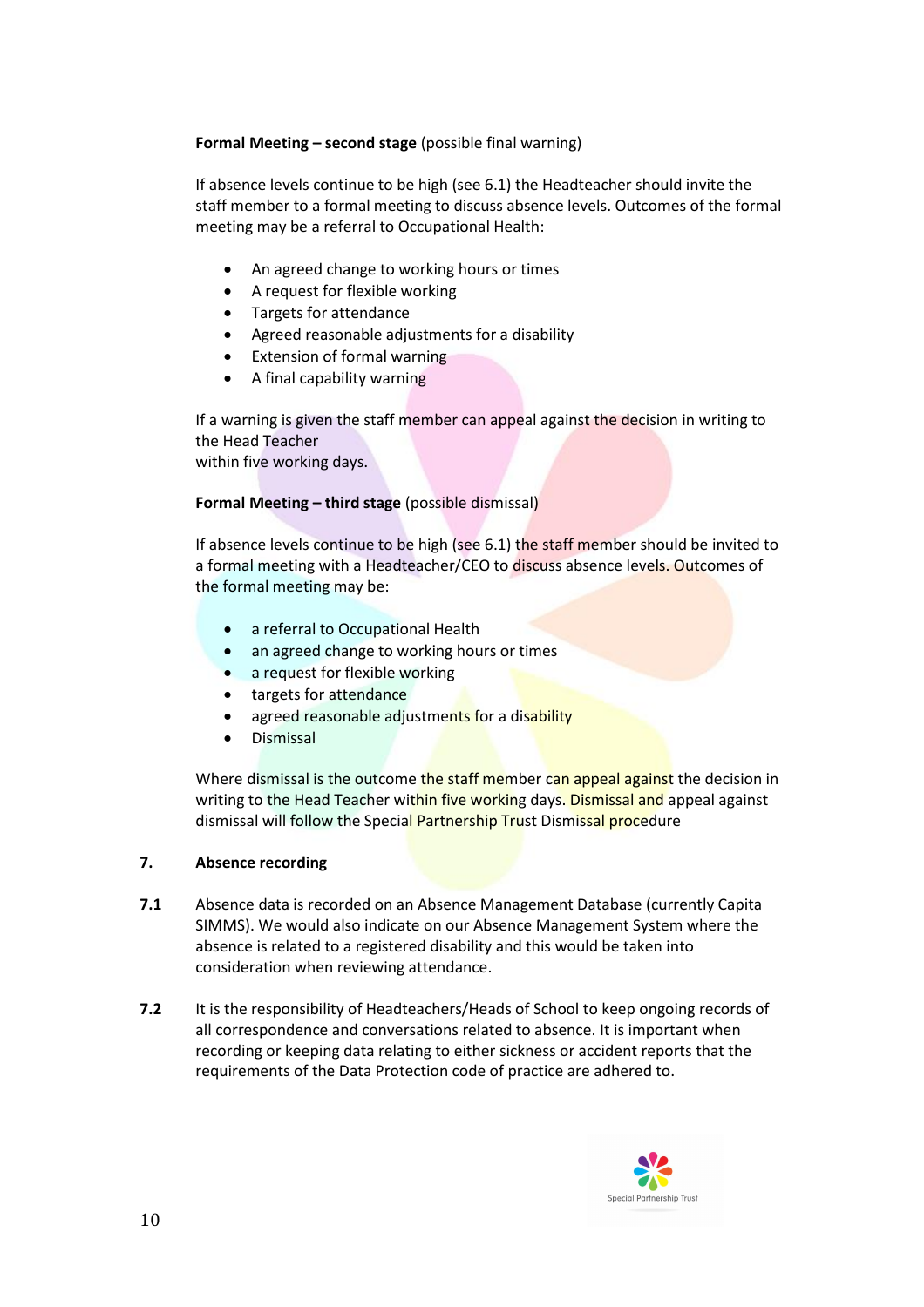**Formal Meeting – second stage** (possible final warning)

If absence levels continue to be high (see 6.1) the Headteacher should invite the staff member to a formal meeting to discuss absence levels. Outcomes of the formal meeting may be a referral to Occupational Health:

- An agreed change to working hours or times
- A request for flexible working
- Targets for attendance
- Agreed reasonable adjustments for a disability
- Extension of formal warning
- A final capability warning

If a warning is given the staff member can appeal against the decision in writing to the Head Teacher
within five working days.

**Formal Meeting – third stage** (possible dismissal)

If absence levels continue to be high (see 6.1) the staff member should be invited to a formal meeting with a Headteacher/CEO to discuss absence levels. Outcomes of the formal meeting may be:

- a referral to Occupational Health
- an agreed change to working hours or times
- a request for flexible working
- targets for attendance
- agreed reasonable adjustments for a disability
- Dismissal

Where dismissal is the outcome the staff member can appeal against the decision in writing to the Head Teacher within five working days. Dismissal and appeal against dismissal will follow the Special Partnership Trust Dismissal procedure

## 7. Absence recording

**7.1** Absence data is recorded on an Absence Management Database (currently Capita SIMMS). We would also indicate on our Absence Management System where the absence is related to a registered disability and this would be taken into consideration when reviewing attendance.

**7.2** It is the responsibility of Headteachers/Heads of School to keep ongoing records of all correspondence and conversations related to absence. It is important when recording or keeping data relating to either sickness or accident reports that the requirements of the Data Protection code of practice are adhered to.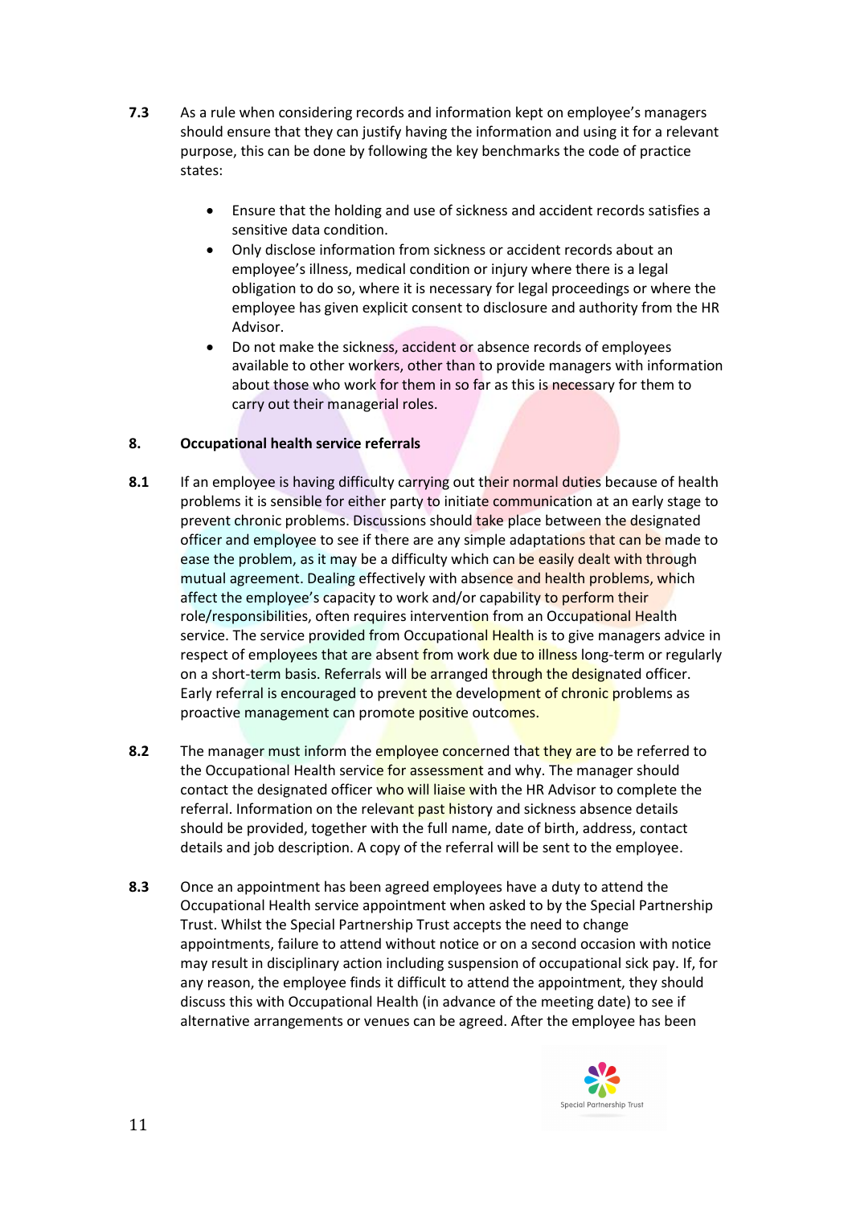**7.3** As a rule when considering records and information kept on employee's managers should ensure that they can justify having the information and using it for a relevant purpose, this can be done by following the key benchmarks the code of practice states:

- Ensure that the holding and use of sickness and accident records satisfies a sensitive data condition.
- Only disclose information from sickness or accident records about an employee's illness, medical condition or injury where there is a legal obligation to do so, where it is necessary for legal proceedings or where the employee has given explicit consent to disclosure and authority from the HR Advisor.
- Do not make the sickness, accident or absence records of employees available to other workers, other than to provide managers with information about those who work for them in so far as this is necessary for them to carry out their managerial roles.

## 8. Occupational health service referrals

**8.1** If an employee is having difficulty carrying out their normal duties because of health problems it is sensible for either party to initiate communication at an early stage to prevent chronic problems. Discussions should take place between the designated officer and employee to see if there are any simple adaptations that can be made to ease the problem, as it may be a difficulty which can be easily dealt with through mutual agreement. Dealing effectively with absence and health problems, which affect the employee's capacity to work and/or capability to perform their role/responsibilities, often requires intervention from an Occupational Health service. The service provided from Occupational Health is to give managers advice in respect of employees that are absent from work due to illness long-term or regularly on a short-term basis. Referrals will be arranged through the designated officer. Early referral is encouraged to prevent the development of chronic problems as proactive management can promote positive outcomes.

**8.2** The manager must inform the employee concerned that they are to be referred to the Occupational Health service for assessment and why. The manager should contact the designated officer who will liaise with the HR Advisor to complete the referral. Information on the relevant past history and sickness absence details should be provided, together with the full name, date of birth, address, contact details and job description. A copy of the referral will be sent to the employee.

**8.3** Once an appointment has been agreed employees have a duty to attend the Occupational Health service appointment when asked to by the Special Partnership Trust. Whilst the Special Partnership Trust accepts the need to change appointments, failure to attend without notice or on a second occasion with notice may result in disciplinary action including suspension of occupational sick pay. If, for any reason, the employee finds it difficult to attend the appointment, they should discuss this with Occupational Health (in advance of the meeting date) to see if alternative arrangements or venues can be agreed. After the employee has been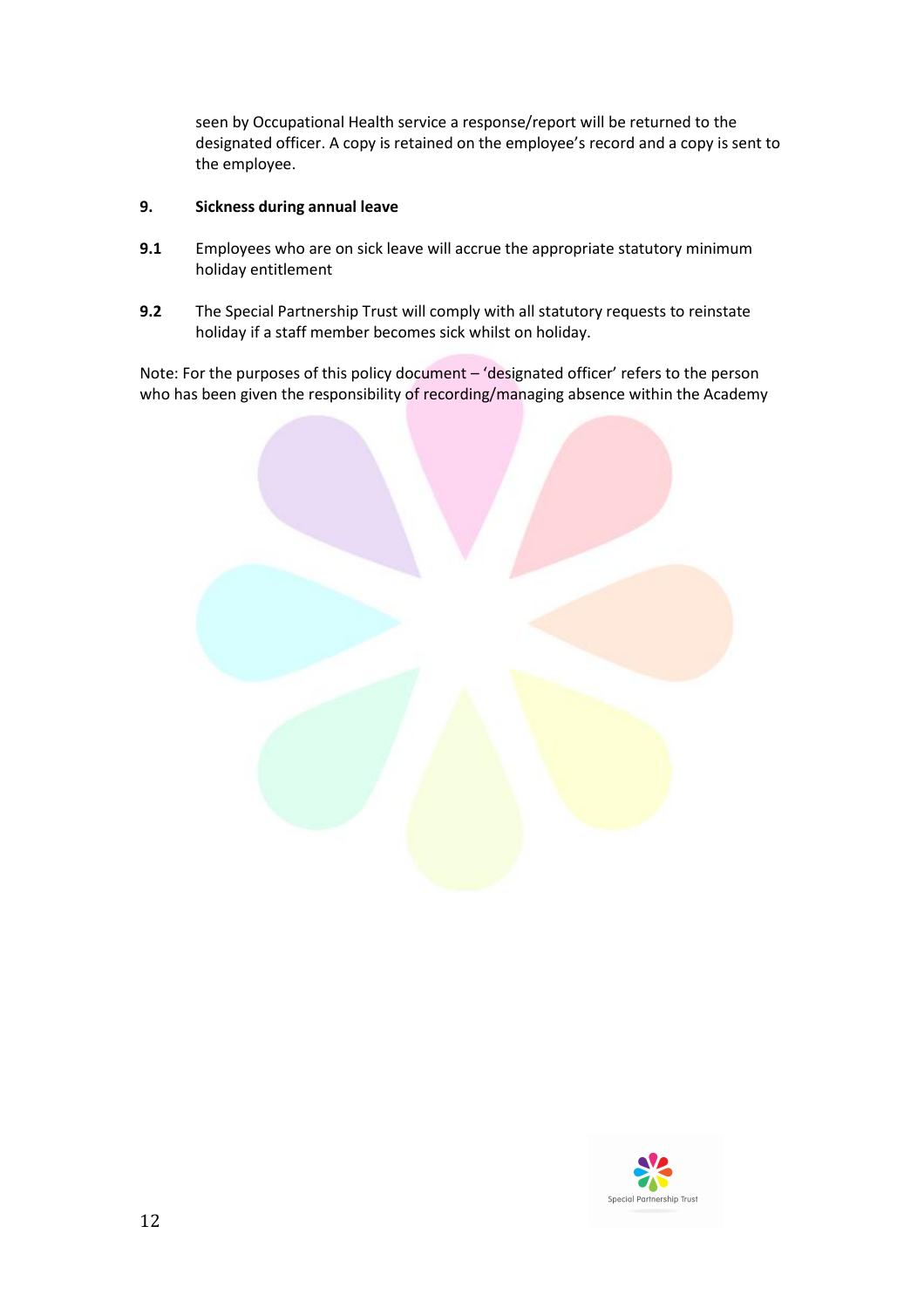seen by Occupational Health service a response/report will be returned to the designated officer. A copy is retained on the employee's record and a copy is sent to the employee.

## 9. Sickness during annual leave

**9.1** Employees who are on sick leave will accrue the appropriate statutory minimum holiday entitlement

**9.2** The Special Partnership Trust will comply with all statutory requests to reinstate holiday if a staff member becomes sick whilst on holiday.

Note: For the purposes of this policy document – 'designated officer' refers to the person who has been given the responsibility of recording/managing absence within the Academy